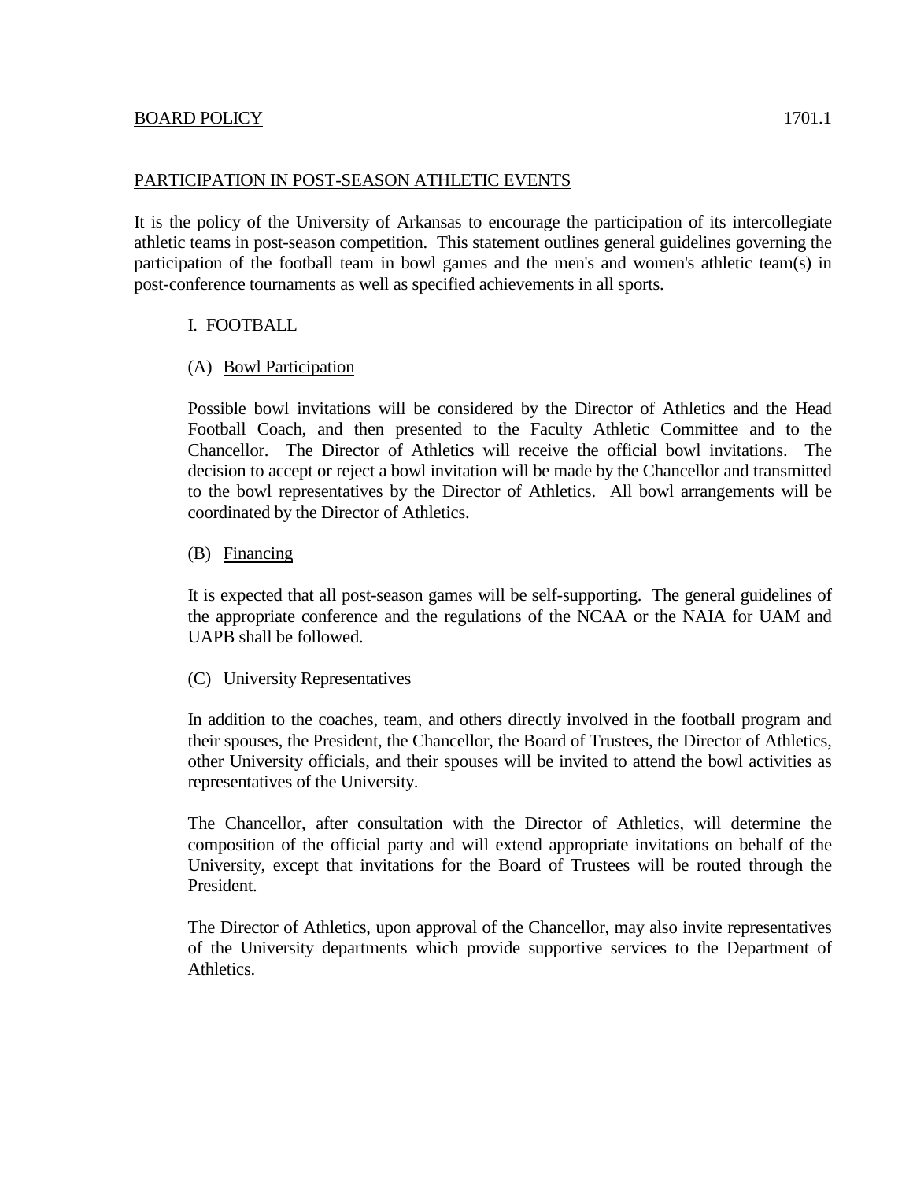BOARD POLICY 1701.1

## PARTICIPATION IN POST-SEASON ATHLETIC EVENTS

It is the policy of the University of Arkansas to encourage the participation of its intercollegiate athletic teams in post-season competition. This statement outlines general guidelines governing the participation of the football team in bowl games and the men's and women's athletic team(s) in post-conference tournaments as well as specified achievements in all sports.

### I. FOOTBALL

#### (A) Bowl Participation

Possible bowl invitations will be considered by the Director of Athletics and the Head Football Coach, and then presented to the Faculty Athletic Committee and to the Chancellor. The Director of Athletics will receive the official bowl invitations. The decision to accept or reject a bowl invitation will be made by the Chancellor and transmitted to the bowl representatives by the Director of Athletics. All bowl arrangements will be coordinated by the Director of Athletics.

#### (B) Financing

It is expected that all post-season games will be self-supporting. The general guidelines of the appropriate conference and the regulations of the NCAA or the NAIA for UAM and UAPB shall be followed.

#### (C) University Representatives

In addition to the coaches, team, and others directly involved in the football program and their spouses, the President, the Chancellor, the Board of Trustees, the Director of Athletics, other University officials, and their spouses will be invited to attend the bowl activities as representatives of the University.

The Chancellor, after consultation with the Director of Athletics, will determine the composition of the official party and will extend appropriate invitations on behalf of the University, except that invitations for the Board of Trustees will be routed through the President.

The Director of Athletics, upon approval of the Chancellor, may also invite representatives of the University departments which provide supportive services to the Department of Athletics.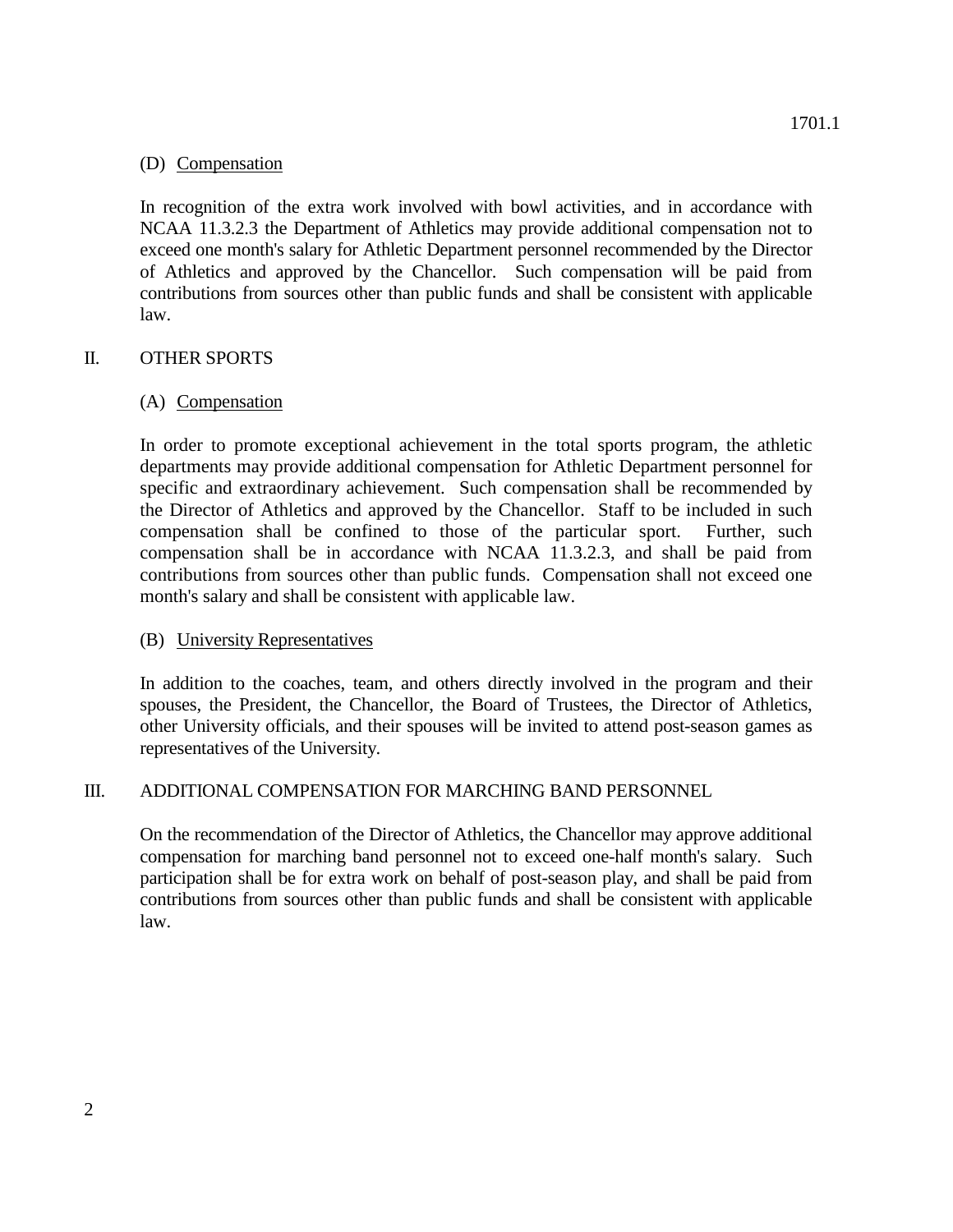(D) Compensation

In recognition of the extra work involved with bowl activities, and in accordance with NCAA 11.3.2.3 the Department of Athletics may provide additional compensation not to exceed one month's salary for Athletic Department personnel recommended by the Director of Athletics and approved by the Chancellor. Such compensation will be paid from contributions from sources other than public funds and shall be consistent with applicable law.

## II. OTHER SPORTS

(A) Compensation

In order to promote exceptional achievement in the total sports program, the athletic departments may provide additional compensation for Athletic Department personnel for specific and extraordinary achievement. Such compensation shall be recommended by the Director of Athletics and approved by the Chancellor. Staff to be included in such compensation shall be confined to those of the particular sport. Further, such compensation shall be in accordance with NCAA 11.3.2.3, and shall be paid from contributions from sources other than public funds. Compensation shall not exceed one month's salary and shall be consistent with applicable law.

(B) University Representatives

In addition to the coaches, team, and others directly involved in the program and their spouses, the President, the Chancellor, the Board of Trustees, the Director of Athletics, other University officials, and their spouses will be invited to attend post-season games as representatives of the University.

## III. ADDITIONAL COMPENSATION FOR MARCHING BAND PERSONNEL

On the recommendation of the Director of Athletics, the Chancellor may approve additional compensation for marching band personnel not to exceed one-half month's salary. Such participation shall be for extra work on behalf of post-season play, and shall be paid from contributions from sources other than public funds and shall be consistent with applicable law.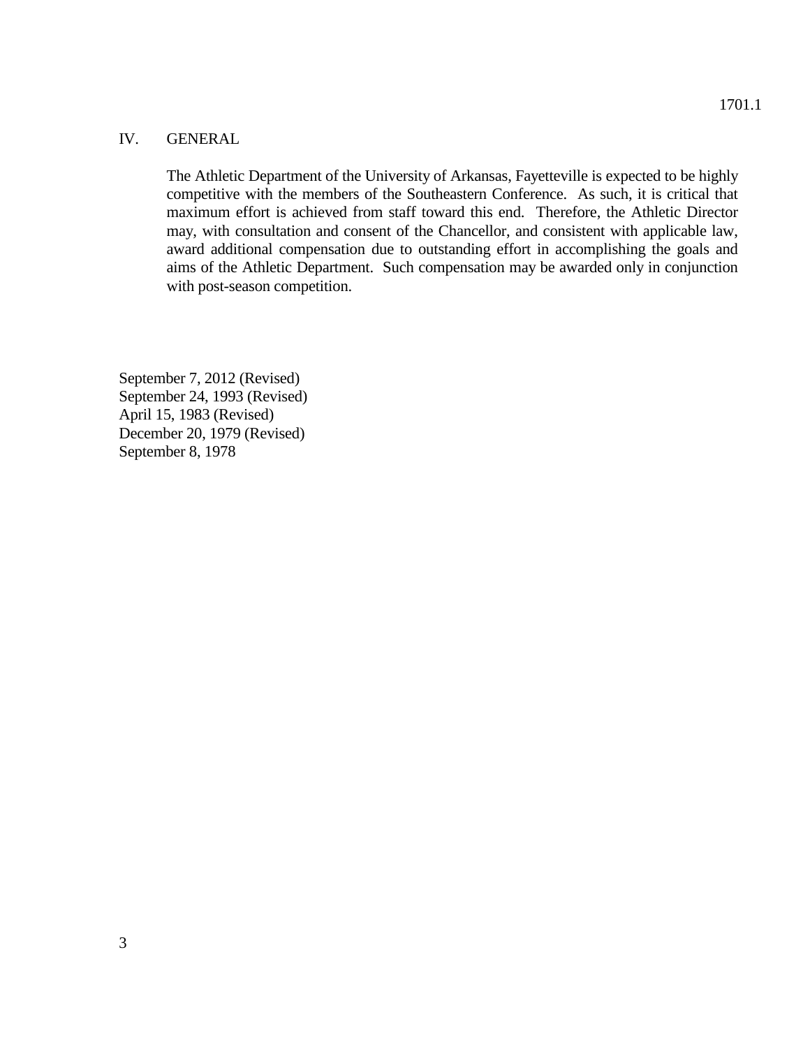## IV. GENERAL

The Athletic Department of the University of Arkansas, Fayetteville is expected to be highly competitive with the members of the Southeastern Conference. As such, it is critical that maximum effort is achieved from staff toward this end. Therefore, the Athletic Director may, with consultation and consent of the Chancellor, and consistent with applicable law, award additional compensation due to outstanding effort in accomplishing the goals and aims of the Athletic Department. Such compensation may be awarded only in conjunction with post-season competition.

September 7, 2012 (Revised)
September 24, 1993 (Revised)
April 15, 1983 (Revised)
December 20, 1979 (Revised)
September 8, 1978